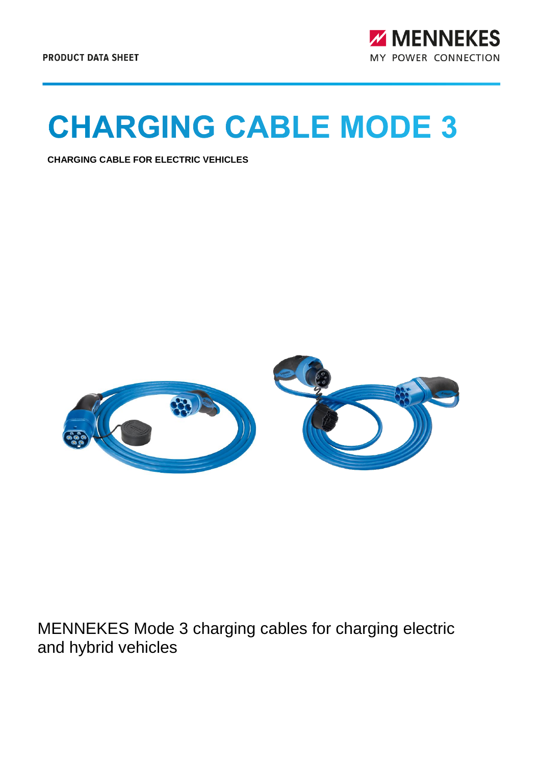PRODUCT DATA SHEET

MENNEKES
MY POWER CONNECTION

# CHARGING CABLE MODE 3

**CHARGING CABLE FOR ELECTRIC VEHICLES**

MENNEKES Mode 3 charging cables for charging electric and hybrid vehicles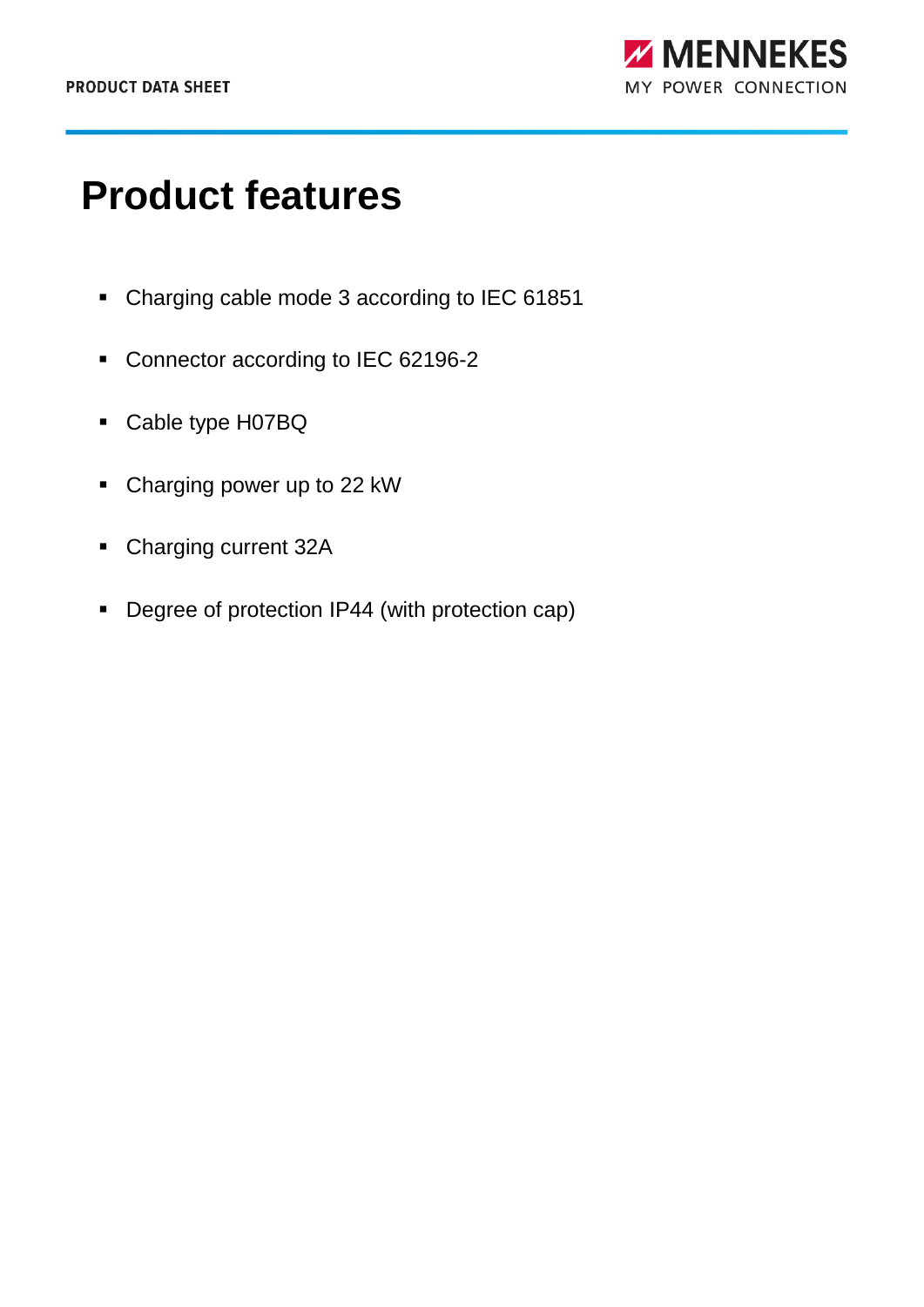# Product features

- Charging cable mode 3 according to IEC 61851
- Connector according to IEC 62196-2
- Cable type H07BQ
- Charging power up to 22 kW
- Charging current 32A
- Degree of protection IP44 (with protection cap)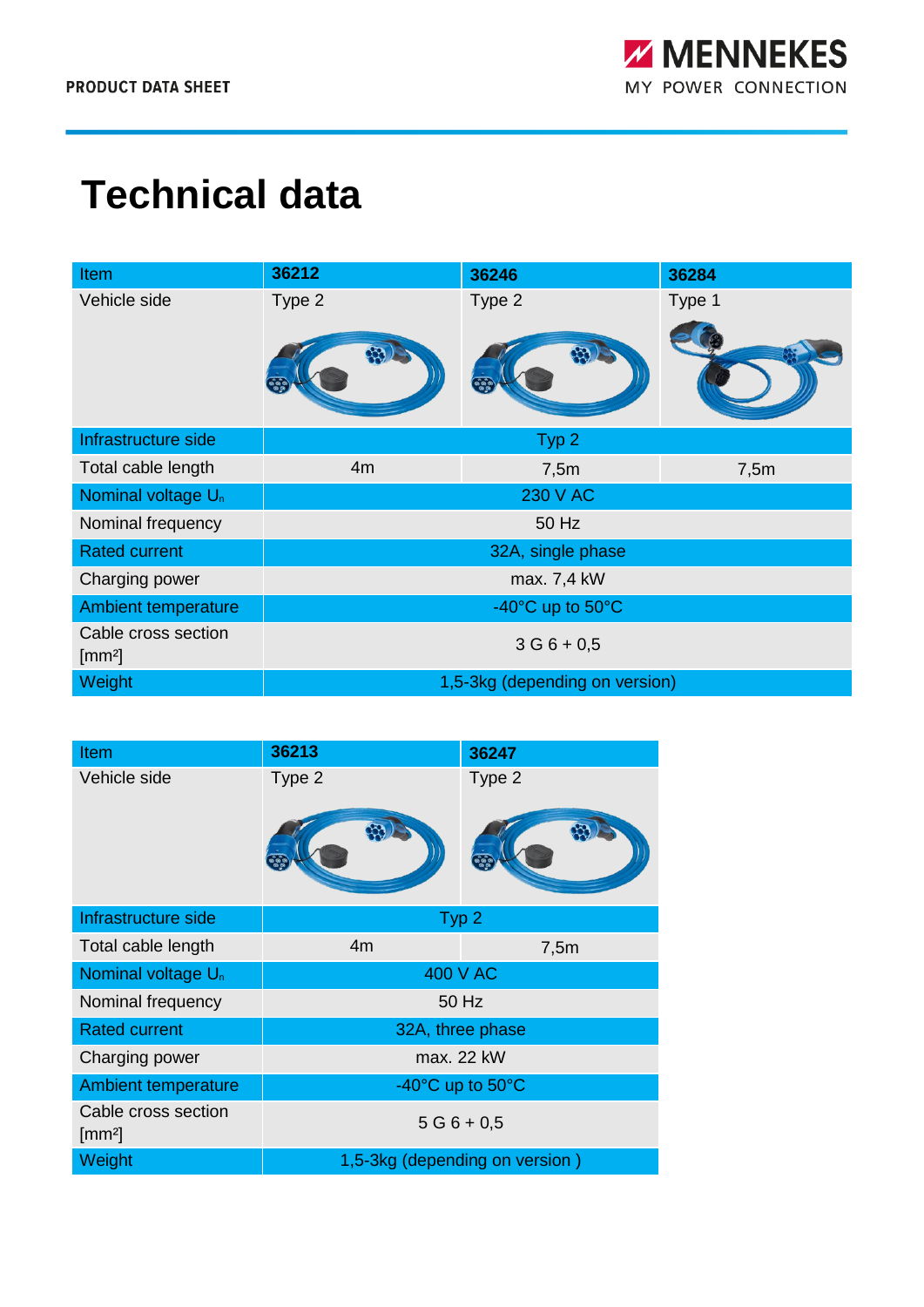# Technical data

| Item | 36212 | 36246 | 36284 |
|---|---|---|---|
| Vehicle side | Type 2 | Type 2 | Type 1 |
| Infrastructure side | Typ 2 | | |
| Total cable length | 4m | 7,5m | 7,5m |
| Nominal voltage $U_n$ | 230 V AC | | |
| Nominal frequency | 50 Hz | | |
| Rated current | 32A, single phase | | |
| Charging power | max. 7,4 kW | | |
| Ambient temperature | -40°C up to 50°C | | |
| Cable cross section [mm²] | 3 G 6 + 0,5 | | |
| Weight | 1,5-3kg (depending on version) | | |

| Item | 36213 | 36247 |
|---|---|---|
| Vehicle side | Type 2 | Type 2 |
| Infrastructure side | Typ 2 | |
| Total cable length | 4m | 7,5m |
| Nominal voltage $U_n$ | 400 V AC | |
| Nominal frequency | 50 Hz | |
| Rated current | 32A, three phase | |
| Charging power | max. 22 kW | |
| Ambient temperature | -40°C up to 50°C | |
| Cable cross section [mm²] | 5 G 6 + 0,5 | |
| Weight | 1,5-3kg (depending on version ) | |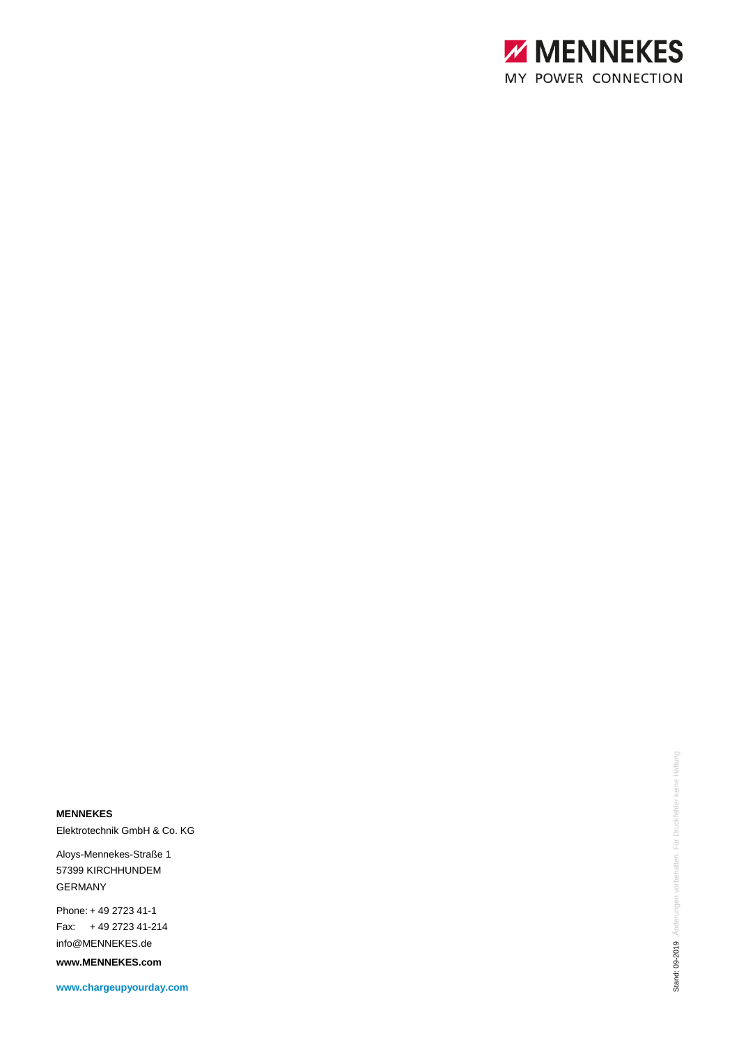MENNEKES
MY POWER CONNECTION

**MENNEKES**
Elektrotechnik GmbH & Co. KG

Aloys-Mennekes-Straße 1
57399 KIRCHHUNDEM
GERMANY

Phone: + 49 2723 41-1
Fax: + 49 2723 41-214
info@MENNEKES.de

**www.MENNEKES.com**

**www.chargeupyourday.com**

Stand: 09-2019 Änderungen vorbehalten. Für Druckfehler keine Haftung